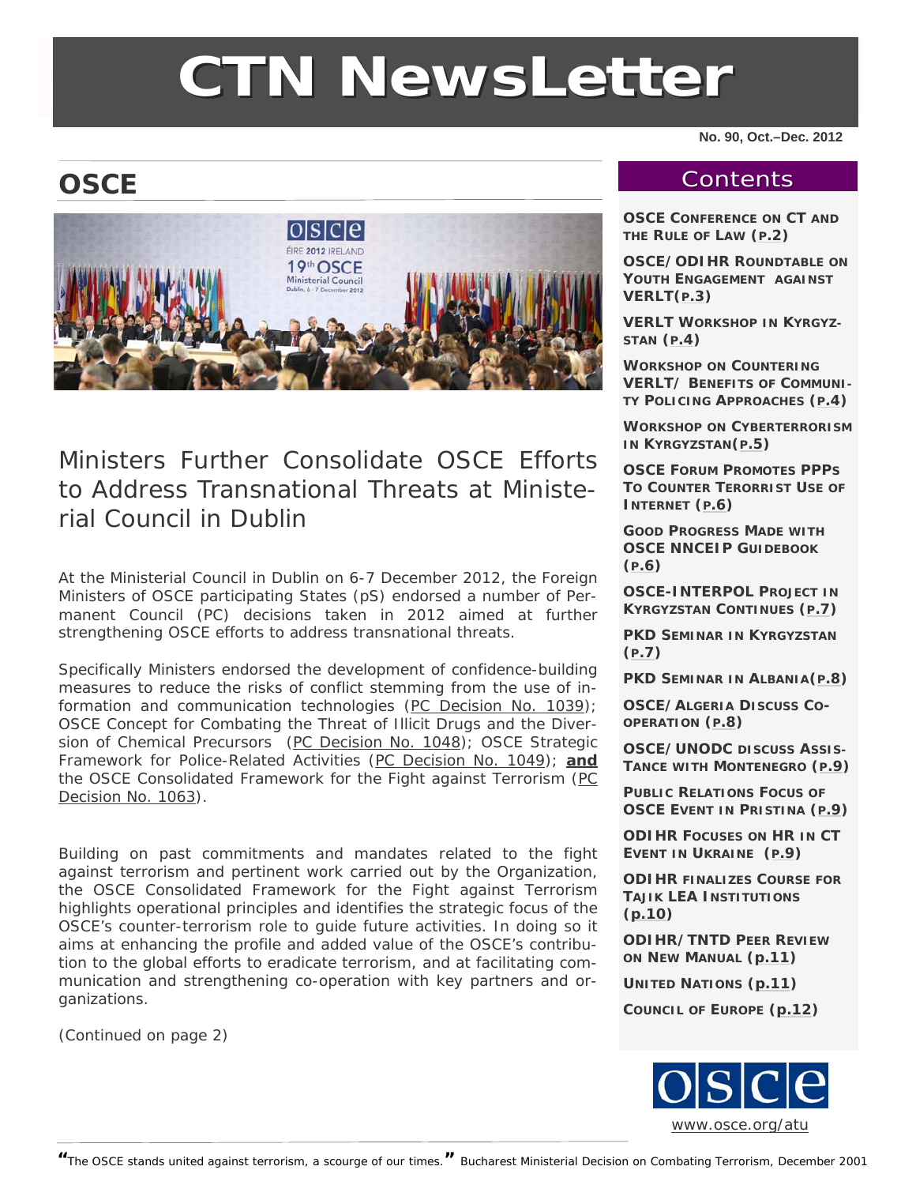# CTN NewsLetter

No. 90, Oct.–Dec. 2012

## OSCE

## Ministers Further Consolidate OSCE Efforts to Address Transnational Threats at Ministerial Council in Dublin

At the Ministerial Council in Dublin on 6-7 December 2012, the Foreign Ministers of OSCE participating States (pS) endorsed a number of Permanent Council (PC) decisions taken in 2012 aimed at further strengthening OSCE efforts to address transnational threats.

Specifically Ministers endorsed the development of confidence-building measures to reduce the risks of conflict stemming from the use of information and communication technologies (PC Decision No. 1039); OSCE Concept for Combating the Threat of Illicit Drugs and the Diversion of Chemical Precursors (PC Decision No. 1048); OSCE Strategic Framework for Police-Related Activities (PC Decision No. 1049); **and** the OSCE Consolidated Framework for the Fight against Terrorism (PC Decision No. 1063).

Building on past commitments and mandates related to the fight against terrorism and pertinent work carried out by the Organization, the OSCE Consolidated Framework for the Fight against Terrorism highlights operational principles and identifies the strategic focus of the OSCE's counter-terrorism role to guide future activities. In doing so it aims at enhancing the profile and added value of the OSCE's contribution to the global efforts to eradicate terrorism, and at facilitating communication and strengthening co-operation with key partners and organizations.

*(Continued on page 2)*

## Contents

- **OSCE Conference on CT and the Rule of Law (p.2)**
- **OSCE/ODIHR Roundtable on Youth Engagement against VERLT(p.3)**
- **VERLT Workshop in Kyrgyzstan (p.4)**
- **Workshop on Countering VERLT/ Benefits of Community Policing Approaches (p.4)**
- **Workshop on Cyberterrorism in Kyrgyzstan(p.5)**
- **OSCE Forum Promotes PPPs to Counter Terorrist Use of Internet (p.6)**
- **Good Progress Made with OSCE NNCEIP Guidebook (p.6)**
- **OSCE-INTERPOL Project in Kyrgyzstan Continues (p.7)**
- **PKD Seminar in Kyrgyzstan (p.7)**
- **PKD Seminar in Albania(p.8)**
- **OSCE/Algeria Discuss Co-operation (p.8)**
- **OSCE/UNODC discuss Assistance with Montenegro (p.9)**
- **Public Relations Focus of OSCE Event in Pristina (p.9)**
- **ODIHR Focuses on HR in CT Event in Ukraine (p.9)**
- **ODIHR finalizes Course for Tajik LEA Institutions (p.10)**
- **ODIHR/TNTD Peer Review on New Manual (p.11)**
- **United Nations (p.11)**
- **Council of Europe (p.12)**

www.osce.org/atu

*"The OSCE stands united against terrorism, a scourge of our times."* Bucharest Ministerial Decision on Combating Terrorism, December 2001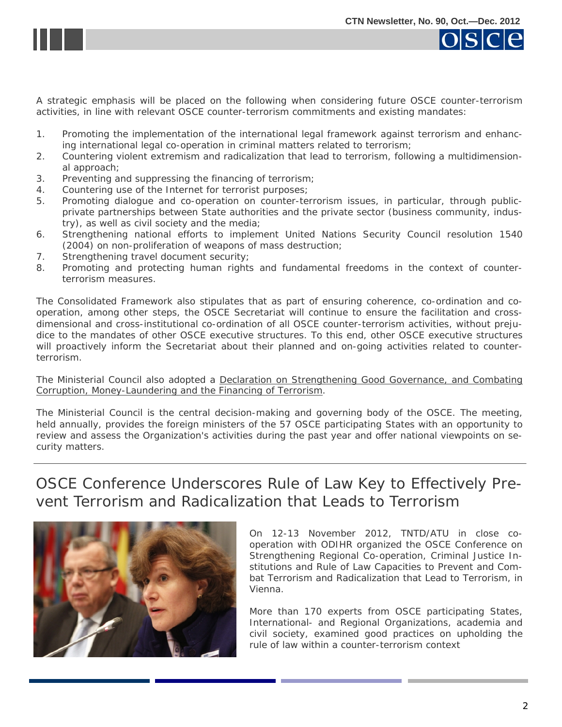A strategic emphasis will be placed on the following when considering future OSCE counter-terrorism activities, in line with relevant OSCE counter-terrorism commitments and existing mandates:

1. Promoting the implementation of the international legal framework against terrorism and enhancing international legal co-operation in criminal matters related to terrorism;
2. Countering violent extremism and radicalization that lead to terrorism, following a multidimensional approach;
3. Preventing and suppressing the financing of terrorism;
4. Countering use of the Internet for terrorist purposes;
5. Promoting dialogue and co-operation on counter-terrorism issues, in particular, through public-private partnerships between State authorities and the private sector (business community, industry), as well as civil society and the media;
6. Strengthening national efforts to implement United Nations Security Council resolution 1540 (2004) on non-proliferation of weapons of mass destruction;
7. Strengthening travel document security;
8. Promoting and protecting human rights and fundamental freedoms in the context of counter-terrorism measures.

The Consolidated Framework also stipulates that as part of ensuring coherence, co-ordination and co-operation, among other steps, the OSCE Secretariat will continue to ensure the facilitation and cross-dimensional and cross-institutional co-ordination of all OSCE counter-terrorism activities, without prejudice to the mandates of other OSCE executive structures. To this end, other OSCE executive structures will proactively inform the Secretariat about their planned and on-going activities related to counter-terrorism.

The Ministerial Council also adopted a Declaration on Strengthening Good Governance, and Combating Corruption, Money-Laundering and the Financing of Terrorism.

The Ministerial Council is the central decision-making and governing body of the OSCE. The meeting, held annually, provides the foreign ministers of the 57 OSCE participating States with an opportunity to review and assess the Organization's activities during the past year and offer national viewpoints on security matters.

## OSCE Conference Underscores Rule of Law Key to Effectively Prevent Terrorism and Radicalization that Leads to Terrorism

On 12-13 November 2012, TNTD/ATU in close co-operation with ODIHR organized the OSCE Conference on Strengthening Regional Co-operation, Criminal Justice Institutions and Rule of Law Capacities to Prevent and Combat Terrorism and Radicalization that Lead to Terrorism, in Vienna.

More than 170 experts from OSCE participating States, International- and Regional Organizations, academia and civil society, examined good practices on upholding the rule of law within a counter-terrorism context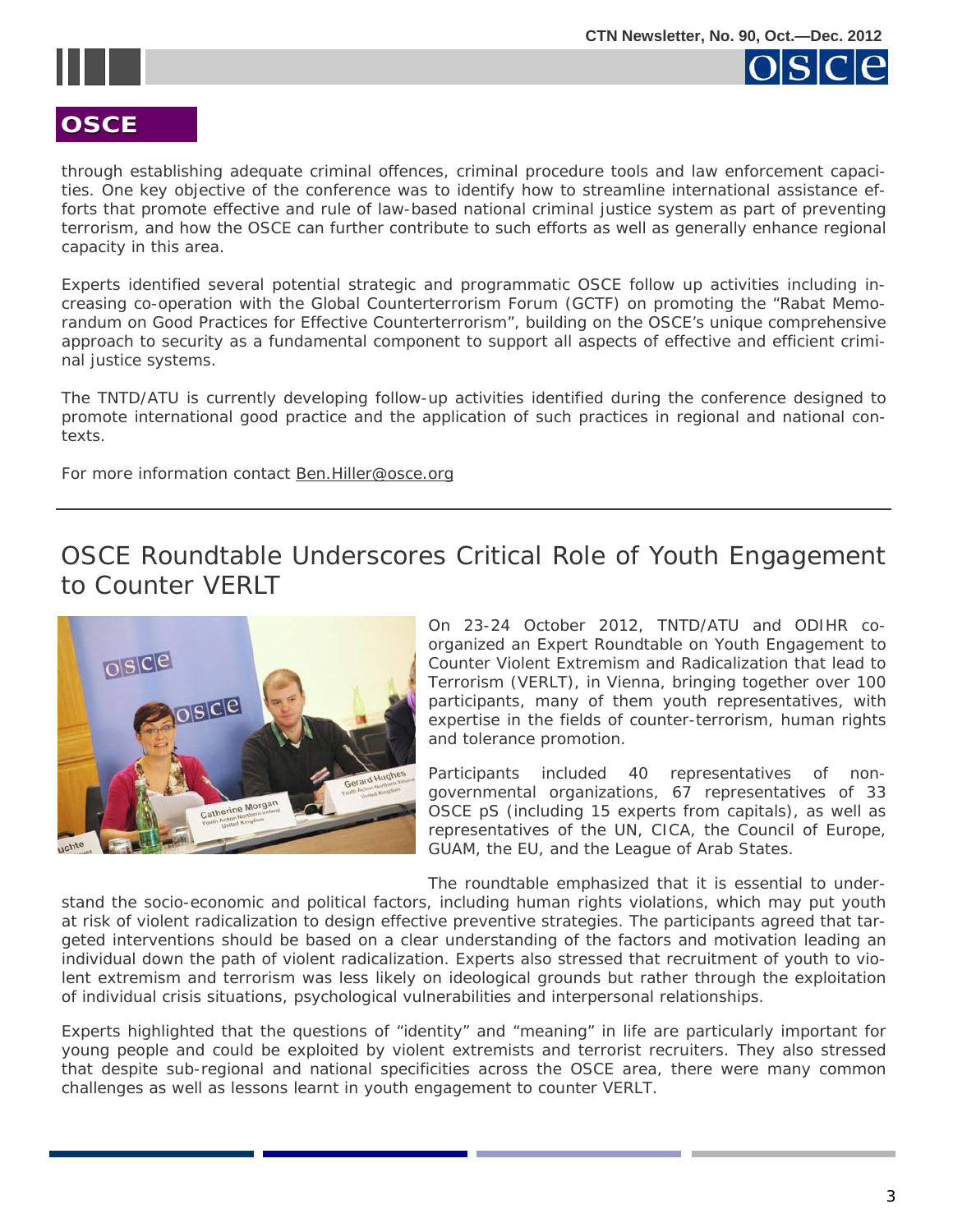through establishing adequate criminal offences, criminal procedure tools and law enforcement capacities. One key objective of the conference was to identify how to streamline international assistance efforts that promote effective and rule of law-based national criminal justice system as part of preventing terrorism, and how the OSCE can further contribute to such efforts as well as generally enhance regional capacity in this area.

Experts identified several potential strategic and programmatic OSCE follow up activities including increasing co-operation with the Global Counterterrorism Forum (GCTF) on promoting the "Rabat Memorandum on Good Practices for Effective Counterterrorism", building on the OSCE's unique comprehensive approach to security as a fundamental component to support all aspects of effective and efficient criminal justice systems.

The TNTD/ATU is currently developing follow-up activities identified during the conference designed to promote international good practice and the application of such practices in regional and national contexts.

For more information contact Ben.Hiller@osce.org

---

## OSCE Roundtable Underscores Critical Role of Youth Engagement to Counter VERLT

On 23-24 October 2012, TNTD/ATU and ODIHR co-organized an Expert Roundtable on Youth Engagement to Counter Violent Extremism and Radicalization that lead to Terrorism (VERLT), in Vienna, bringing together over 100 participants, many of them youth representatives, with expertise in the fields of counter-terrorism, human rights and tolerance promotion.

Participants included 40 representatives of non-governmental organizations, 67 representatives of 33 OSCE pS (including 15 experts from capitals), as well as representatives of the UN, CICA, the Council of Europe, GUAM, the EU, and the League of Arab States.

The roundtable emphasized that it is essential to understand the socio-economic and political factors, including human rights violations, which may put youth at risk of violent radicalization to design effective preventive strategies. The participants agreed that targeted interventions should be based on a clear understanding of the factors and motivation leading an individual down the path of violent radicalization. Experts also stressed that recruitment of youth to violent extremism and terrorism was less likely on ideological grounds but rather through the exploitation of individual crisis situations, psychological vulnerabilities and interpersonal relationships.

Experts highlighted that the questions of "identity" and "meaning" in life are particularly important for young people and could be exploited by violent extremists and terrorist recruiters. They also stressed that despite sub-regional and national specificities across the OSCE area, there were many common challenges as well as lessons learnt in youth engagement to counter VERLT.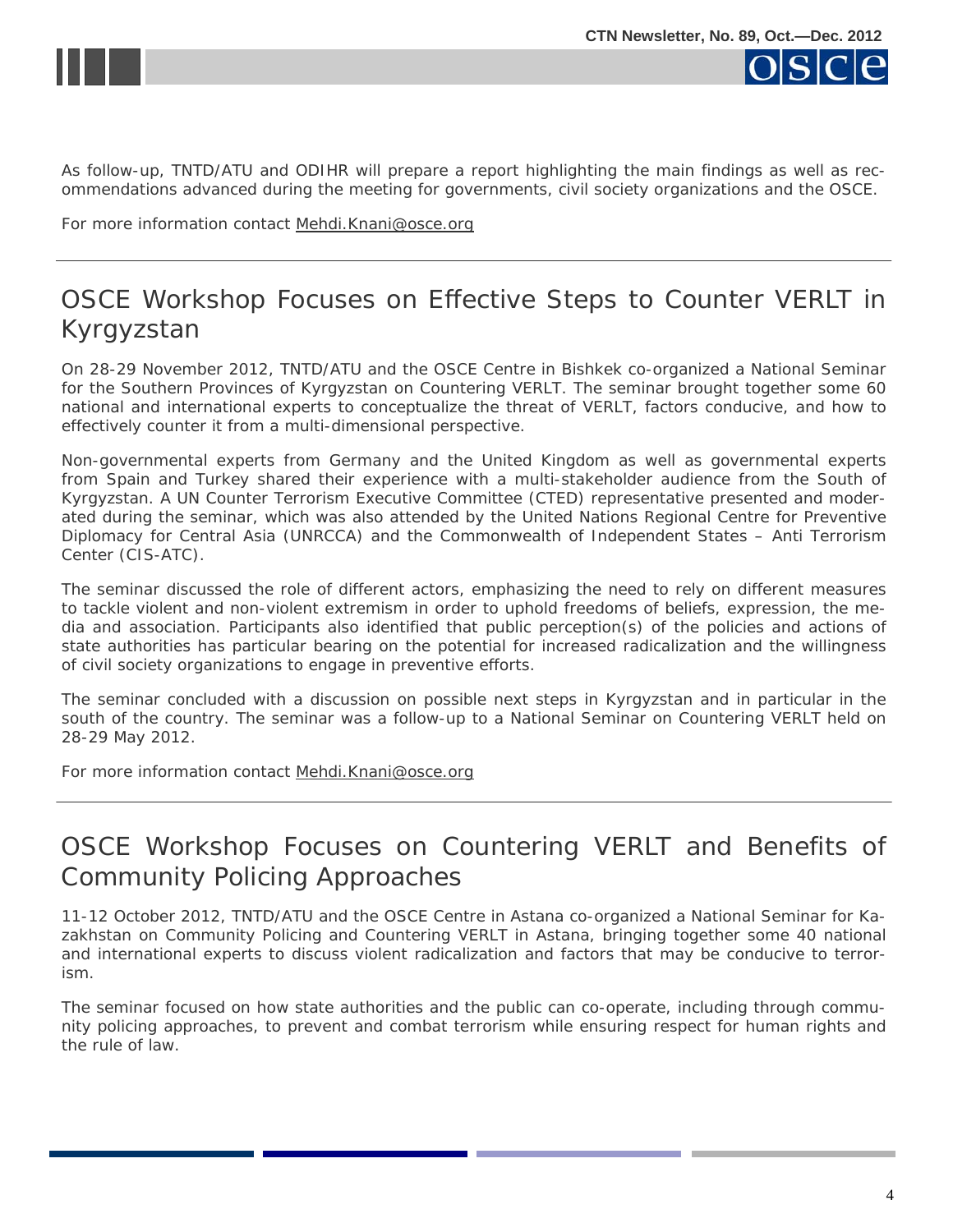As follow-up, TNTD/ATU and ODIHR will prepare a report highlighting the main findings as well as recommendations advanced during the meeting for governments, civil society organizations and the OSCE.

For more information contact Mehdi.Knani@osce.org

---

## OSCE Workshop Focuses on Effective Steps to Counter VERLT in Kyrgyzstan

On 28-29 November 2012, TNTD/ATU and the OSCE Centre in Bishkek co-organized a National Seminar for the Southern Provinces of Kyrgyzstan on Countering VERLT. The seminar brought together some 60 national and international experts to conceptualize the threat of VERLT, factors conducive, and how to effectively counter it from a multi-dimensional perspective.

Non-governmental experts from Germany and the United Kingdom as well as governmental experts from Spain and Turkey shared their experience with a multi-stakeholder audience from the South of Kyrgyzstan. A UN Counter Terrorism Executive Committee (CTED) representative presented and moderated during the seminar, which was also attended by the United Nations Regional Centre for Preventive Diplomacy for Central Asia (UNRCCA) and the Commonwealth of Independent States – Anti Terrorism Center (CIS-ATC).

The seminar discussed the role of different actors, emphasizing the need to rely on different measures to tackle violent and non-violent extremism in order to uphold freedoms of beliefs, expression, the media and association. Participants also identified that public perception(s) of the policies and actions of state authorities has particular bearing on the potential for increased radicalization and the willingness of civil society organizations to engage in preventive efforts.

The seminar concluded with a discussion on possible next steps in Kyrgyzstan and in particular in the south of the country. The seminar was a follow-up to a National Seminar on Countering VERLT held on 28-29 May 2012.

For more information contact Mehdi.Knani@osce.org

---

## OSCE Workshop Focuses on Countering VERLT and Benefits of Community Policing Approaches

11-12 October 2012, TNTD/ATU and the OSCE Centre in Astana co-organized a National Seminar for Kazakhstan on Community Policing and Countering VERLT in Astana, bringing together some 40 national and international experts to discuss violent radicalization and factors that may be conducive to terrorism.

The seminar focused on how state authorities and the public can co-operate, including through community policing approaches, to prevent and combat terrorism while ensuring respect for human rights and the rule of law.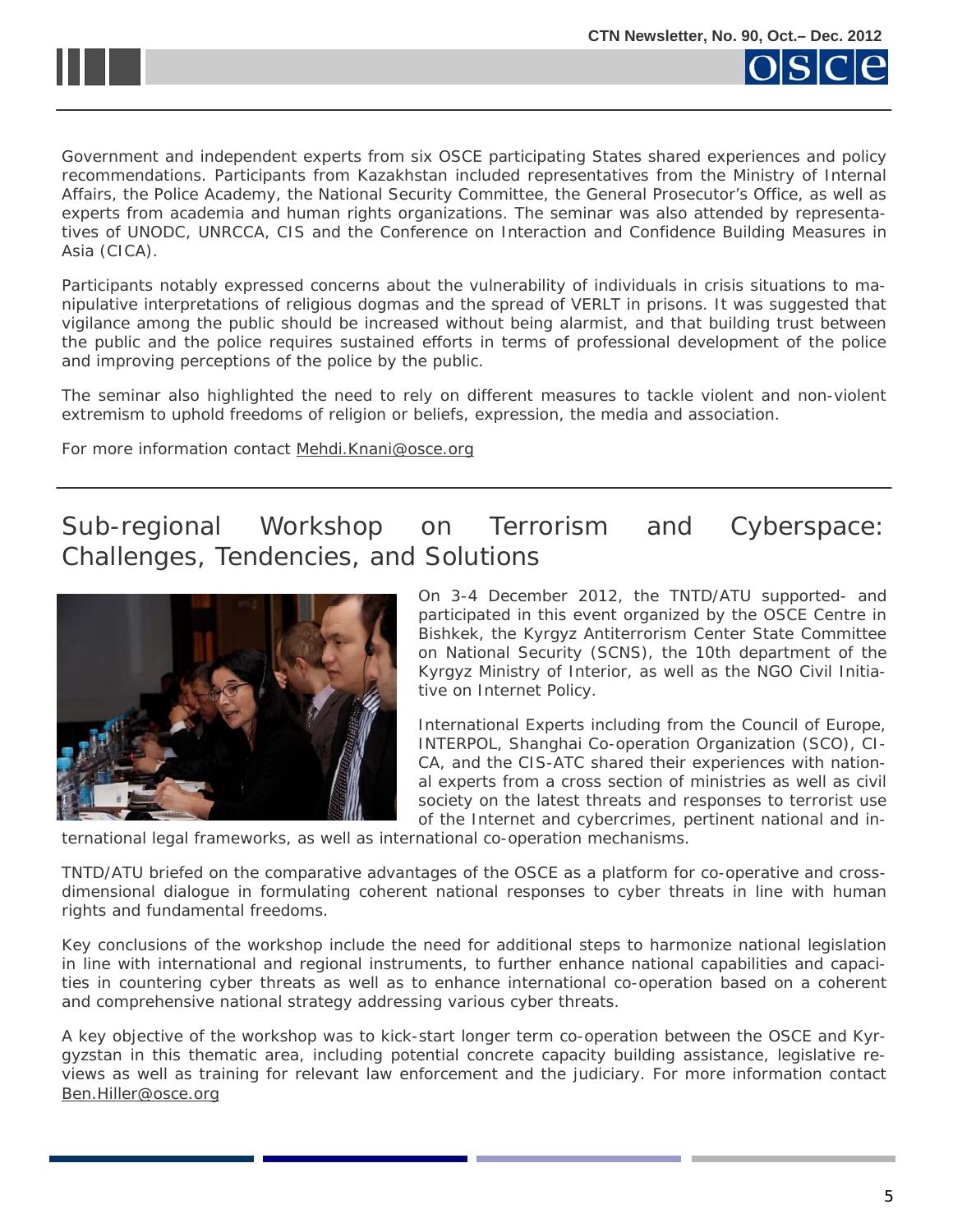Government and independent experts from six OSCE participating States shared experiences and policy recommendations. Participants from Kazakhstan included representatives from the Ministry of Internal Affairs, the Police Academy, the National Security Committee, the General Prosecutor's Office, as well as experts from academia and human rights organizations. The seminar was also attended by representatives of UNODC, UNRCCA, CIS and the Conference on Interaction and Confidence Building Measures in Asia (CICA).

Participants notably expressed concerns about the vulnerability of individuals in crisis situations to manipulative interpretations of religious dogmas and the spread of VERLT in prisons. It was suggested that vigilance among the public should be increased without being alarmist, and that building trust between the public and the police requires sustained efforts in terms of professional development of the police and improving perceptions of the police by the public.

The seminar also highlighted the need to rely on different measures to tackle violent and non-violent extremism to uphold freedoms of religion or beliefs, expression, the media and association.

For more information contact Mehdi.Knani@osce.org

## Sub-regional Workshop on Terrorism and Cyberspace: Challenges, Tendencies, and Solutions

On 3-4 December 2012, the TNTD/ATU supported- and participated in this event organized by the OSCE Centre in Bishkek, the Kyrgyz Antiterrorism Center State Committee on National Security (SCNS), the 10th department of the Kyrgyz Ministry of Interior, as well as the NGO Civil Initiative on Internet Policy.

International Experts including from the Council of Europe, INTERPOL, Shanghai Co-operation Organization (SCO), CICA, and the CIS-ATC shared their experiences with national experts from a cross section of ministries as well as civil society on the latest threats and responses to terrorist use of the Internet and cybercrimes, pertinent national and international legal frameworks, as well as international co-operation mechanisms.

TNTD/ATU briefed on the comparative advantages of the OSCE as a platform for co-operative and cross-dimensional dialogue in formulating coherent national responses to cyber threats in line with human rights and fundamental freedoms.

Key conclusions of the workshop include the need for additional steps to harmonize national legislation in line with international and regional instruments, to further enhance national capabilities and capacities in countering cyber threats as well as to enhance international co-operation based on a coherent and comprehensive national strategy addressing various cyber threats.

A key objective of the workshop was to kick-start longer term co-operation between the OSCE and Kyrgyzstan in this thematic area, including potential concrete capacity building assistance, legislative reviews as well as training for relevant law enforcement and the judiciary. For more information contact Ben.Hiller@osce.org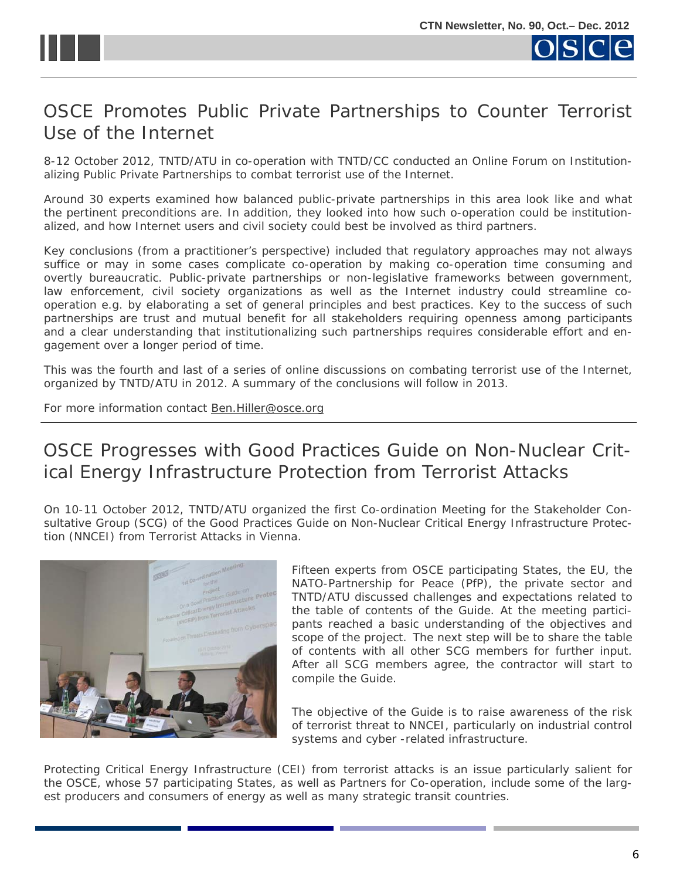# OSCE Promotes Public Private Partnerships to Counter Terrorist Use of the Internet

8-12 October 2012, TNTD/ATU in co-operation with TNTD/CC conducted an Online Forum on Institutionalizing Public Private Partnerships to combat terrorist use of the Internet.

Around 30 experts examined how balanced public-private partnerships in this area look like and what the pertinent preconditions are. In addition, they looked into how such o-operation could be institutionalized, and how Internet users and civil society could best be involved as third partners.

Key conclusions (from a practitioner's perspective) included that regulatory approaches may not always suffice or may in some cases complicate co-operation by making co-operation time consuming and overtly bureaucratic. Public-private partnerships or non-legislative frameworks between government, law enforcement, civil society organizations as well as the Internet industry could streamline co-operation e.g. by elaborating a set of general principles and best practices. Key to the success of such partnerships are trust and mutual benefit for all stakeholders requiring openness among participants and a clear understanding that institutionalizing such partnerships requires considerable effort and engagement over a longer period of time.

This was the fourth and last of a series of online discussions on combating terrorist use of the Internet, organized by TNTD/ATU in 2012. A summary of the conclusions will follow in 2013.

For more information contact Ben.Hiller@osce.org

# OSCE Progresses with Good Practices Guide on Non-Nuclear Critical Energy Infrastructure Protection from Terrorist Attacks

On 10-11 October 2012, TNTD/ATU organized the first Co-ordination Meeting for the Stakeholder Consultative Group (SCG) of the Good Practices Guide on Non-Nuclear Critical Energy Infrastructure Protection (NNCEI) from Terrorist Attacks in Vienna.

Fifteen experts from OSCE participating States, the EU, the NATO-Partnership for Peace (PfP), the private sector and TNTD/ATU discussed challenges and expectations related to the table of contents of the Guide. At the meeting participants reached a basic understanding of the objectives and scope of the project. The next step will be to share the table of contents with all other SCG members for further input. After all SCG members agree, the contractor will start to compile the Guide.

The objective of the Guide is to raise awareness of the risk of terrorist threat to NNCEI, particularly on industrial control systems and cyber -related infrastructure.

Protecting Critical Energy Infrastructure (CEI) from terrorist attacks is an issue particularly salient for the OSCE, whose 57 participating States, as well as Partners for Co-operation, include some of the largest producers and consumers of energy as well as many strategic transit countries.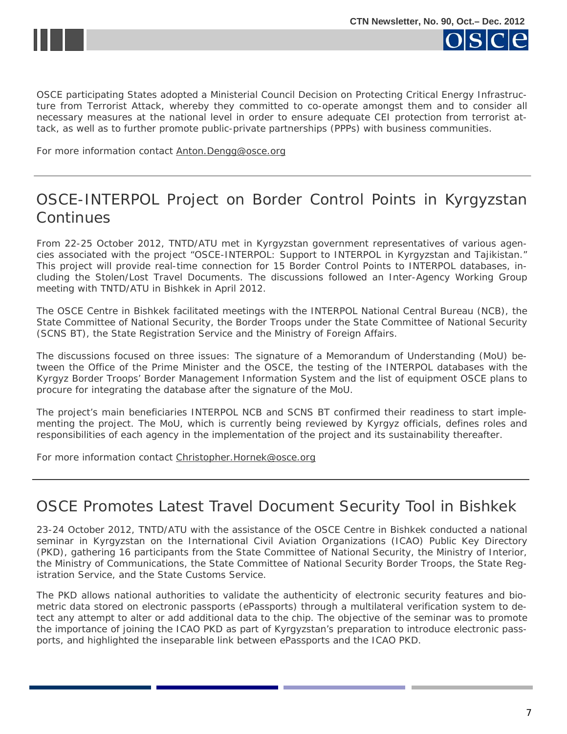OSCE participating States adopted a Ministerial Council Decision on Protecting Critical Energy Infrastructure from Terrorist Attack, whereby they committed to co-operate amongst them and to consider all necessary measures at the national level in order to ensure adequate CEI protection from terrorist attack, as well as to further promote public-private partnerships (PPPs) with business communities.

For more information contact Anton.Dengg@osce.org

---

## OSCE-INTERPOL Project on Border Control Points in Kyrgyzstan Continues

From 22-25 October 2012, TNTD/ATU met in Kyrgyzstan government representatives of various agencies associated with the project "OSCE-INTERPOL: Support to INTERPOL in Kyrgyzstan and Tajikistan." This project will provide real-time connection for 15 Border Control Points to INTERPOL databases, including the Stolen/Lost Travel Documents. The discussions followed an Inter-Agency Working Group meeting with TNTD/ATU in Bishkek in April 2012.

The OSCE Centre in Bishkek facilitated meetings with the INTERPOL National Central Bureau (NCB), the State Committee of National Security, the Border Troops under the State Committee of National Security (SCNS BT), the State Registration Service and the Ministry of Foreign Affairs.

The discussions focused on three issues: The signature of a Memorandum of Understanding (MoU) between the Office of the Prime Minister and the OSCE, the testing of the INTERPOL databases with the Kyrgyz Border Troops' Border Management Information System and the list of equipment OSCE plans to procure for integrating the database after the signature of the MoU.

The project's main beneficiaries INTERPOL NCB and SCNS BT confirmed their readiness to start implementing the project. The MoU, which is currently being reviewed by Kyrgyz officials, defines roles and responsibilities of each agency in the implementation of the project and its sustainability thereafter.

For more information contact Christopher.Hornek@osce.org

---

## OSCE Promotes Latest Travel Document Security Tool in Bishkek

23-24 October 2012, TNTD/ATU with the assistance of the OSCE Centre in Bishkek conducted a national seminar in Kyrgyzstan on the International Civil Aviation Organizations (ICAO) Public Key Directory (PKD), gathering 16 participants from the State Committee of National Security, the Ministry of Interior, the Ministry of Communications, the State Committee of National Security Border Troops, the State Registration Service, and the State Customs Service.

The PKD allows national authorities to validate the authenticity of electronic security features and biometric data stored on electronic passports (ePassports) through a multilateral verification system to detect any attempt to alter or add additional data to the chip. The objective of the seminar was to promote the importance of joining the ICAO PKD as part of Kyrgyzstan's preparation to introduce electronic passports, and highlighted the inseparable link between ePassports and the ICAO PKD.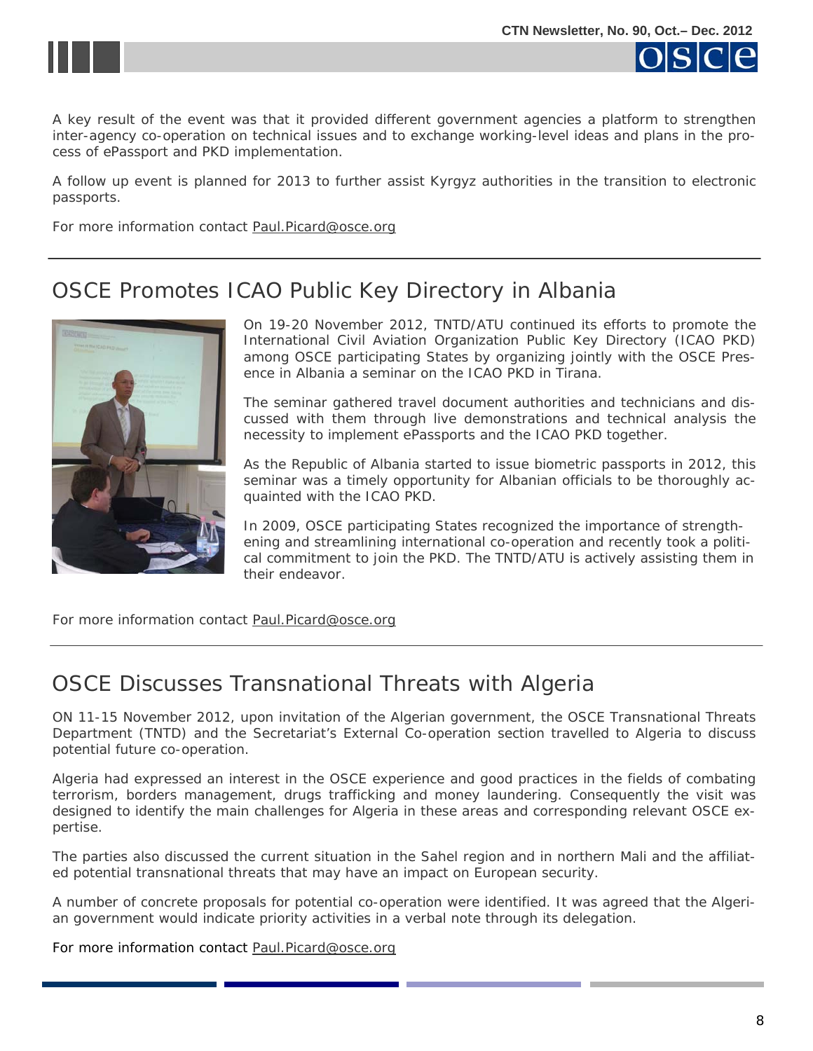A key result of the event was that it provided different government agencies a platform to strengthen inter-agency co-operation on technical issues and to exchange working-level ideas and plans in the process of ePassport and PKD implementation.

A follow up event is planned for 2013 to further assist Kyrgyz authorities in the transition to electronic passports.

For more information contact Paul.Picard@osce.org

---

## OSCE Promotes ICAO Public Key Directory in Albania

On 19-20 November 2012, TNTD/ATU continued its efforts to promote the International Civil Aviation Organization Public Key Directory (ICAO PKD) among OSCE participating States by organizing jointly with the OSCE Presence in Albania a seminar on the ICAO PKD in Tirana.

The seminar gathered travel document authorities and technicians and discussed with them through live demonstrations and technical analysis the necessity to implement ePassports and the ICAO PKD together.

As the Republic of Albania started to issue biometric passports in 2012, this seminar was a timely opportunity for Albanian officials to be thoroughly acquainted with the ICAO PKD.

In 2009, OSCE participating States recognized the importance of strengthening and streamlining international co-operation and recently took a political commitment to join the PKD. The TNTD/ATU is actively assisting them in their endeavor.

For more information contact Paul.Picard@osce.org

---

## OSCE Discusses Transnational Threats with Algeria

ON 11-15 November 2012, upon invitation of the Algerian government, the OSCE Transnational Threats Department (TNTD) and the Secretariat's External Co-operation section travelled to Algeria to discuss potential future co-operation.

Algeria had expressed an interest in the OSCE experience and good practices in the fields of combating terrorism, borders management, drugs trafficking and money laundering. Consequently the visit was designed to identify the main challenges for Algeria in these areas and corresponding relevant OSCE expertise.

The parties also discussed the current situation in the Sahel region and in northern Mali and the affiliated potential transnational threats that may have an impact on European security.

A number of concrete proposals for potential co-operation were identified. It was agreed that the Algerian government would indicate priority activities in a verbal note through its delegation.

For more information contact Paul.Picard@osce.org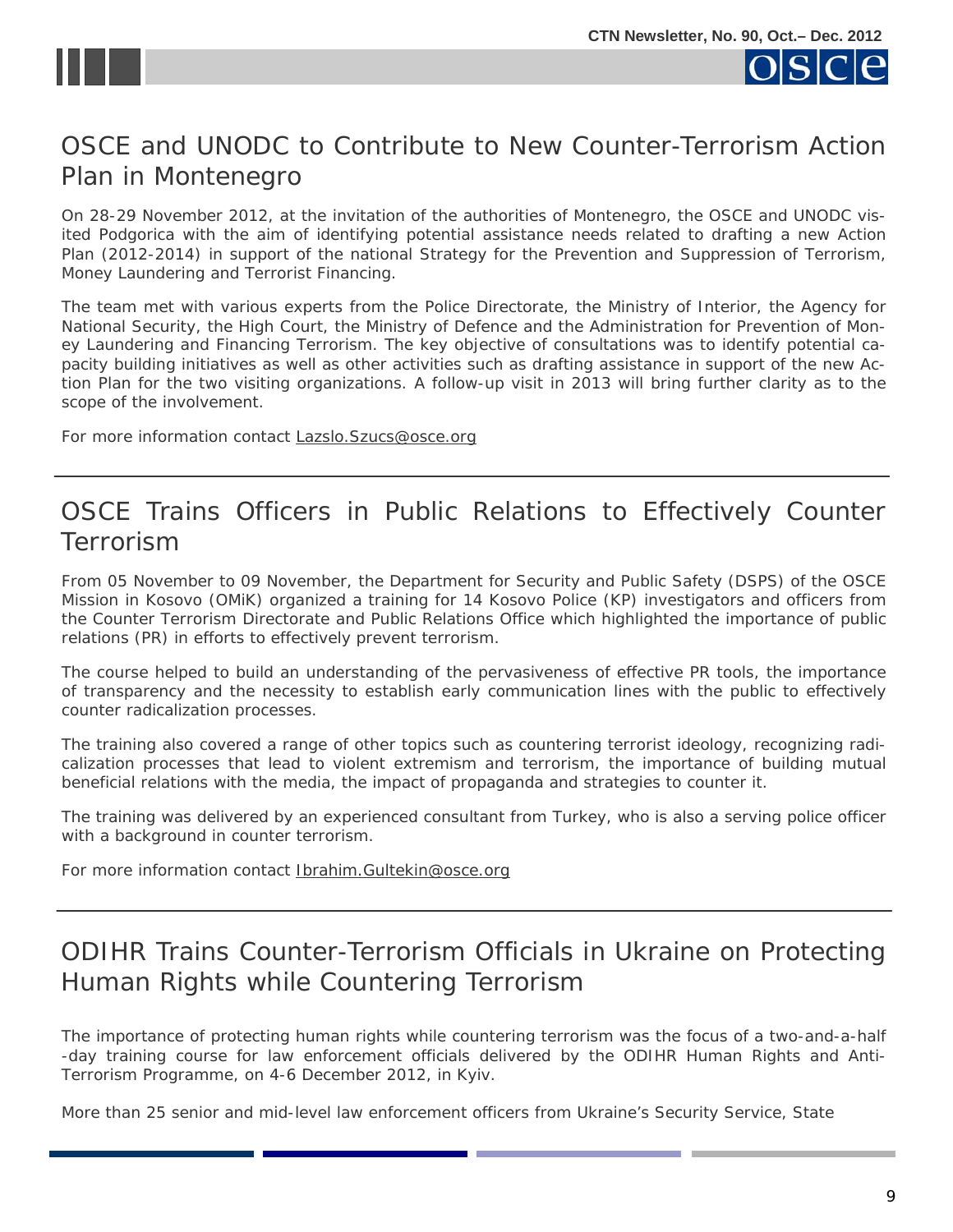## OSCE and UNODC to Contribute to New Counter-Terrorism Action Plan in Montenegro

On 28-29 November 2012, at the invitation of the authorities of Montenegro, the OSCE and UNODC visited Podgorica with the aim of identifying potential assistance needs related to drafting a new Action Plan (2012-2014) in support of the national Strategy for the Prevention and Suppression of Terrorism, Money Laundering and Terrorist Financing.

The team met with various experts from the Police Directorate, the Ministry of Interior, the Agency for National Security, the High Court, the Ministry of Defence and the Administration for Prevention of Money Laundering and Financing Terrorism. The key objective of consultations was to identify potential capacity building initiatives as well as other activities such as drafting assistance in support of the new Action Plan for the two visiting organizations. A follow-up visit in 2013 will bring further clarity as to the scope of the involvement.

For more information contact Lazslo.Szucs@osce.org

---

## OSCE Trains Officers in Public Relations to Effectively Counter Terrorism

From 05 November to 09 November, the Department for Security and Public Safety (DSPS) of the OSCE Mission in Kosovo (OMiK) organized a training for 14 Kosovo Police (KP) investigators and officers from the Counter Terrorism Directorate and Public Relations Office which highlighted the importance of public relations (PR) in efforts to effectively prevent terrorism.

The course helped to build an understanding of the pervasiveness of effective PR tools, the importance of transparency and the necessity to establish early communication lines with the public to effectively counter radicalization processes.

The training also covered a range of other topics such as countering terrorist ideology, recognizing radicalization processes that lead to violent extremism and terrorism, the importance of building mutual beneficial relations with the media, the impact of propaganda and strategies to counter it.

The training was delivered by an experienced consultant from Turkey, who is also a serving police officer with a background in counter terrorism.

For more information contact Ibrahim.Gultekin@osce.org

---

## ODIHR Trains Counter-Terrorism Officials in Ukraine on Protecting Human Rights while Countering Terrorism

The importance of protecting human rights while countering terrorism was the focus of a two-and-a-half -day training course for law enforcement officials delivered by the ODIHR Human Rights and Anti-Terrorism Programme, on 4-6 December 2012, in Kyiv.

More than 25 senior and mid-level law enforcement officers from Ukraine's Security Service, State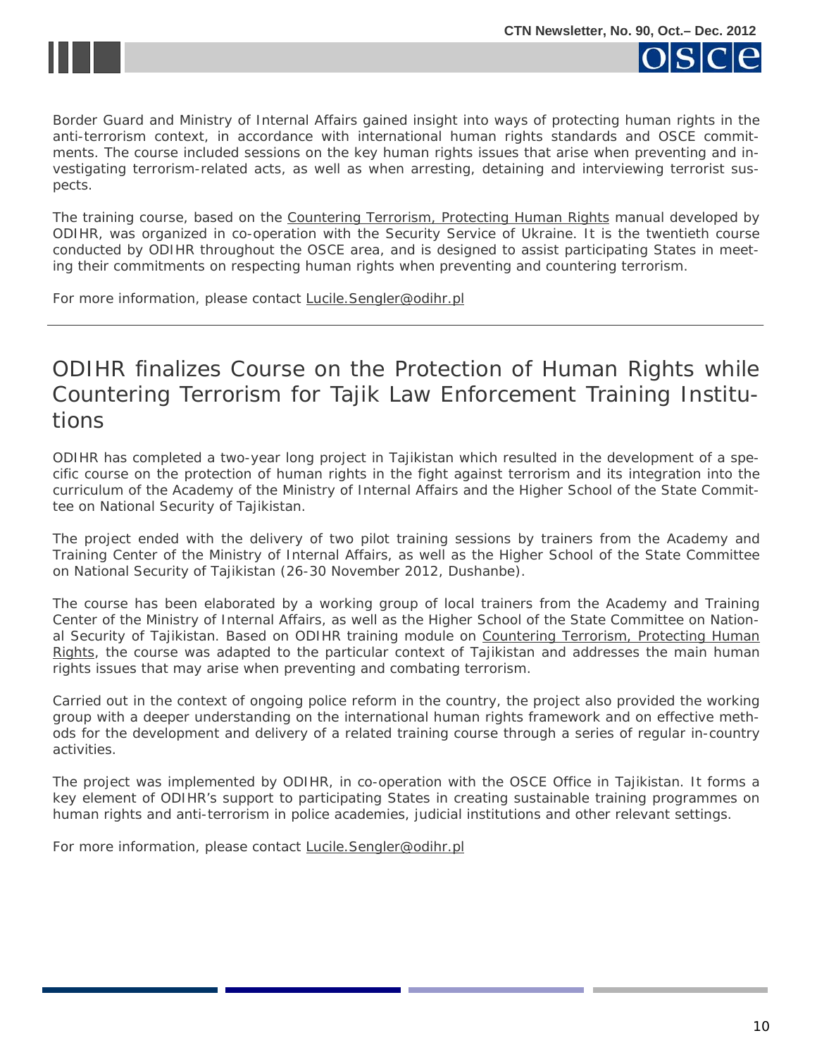Border Guard and Ministry of Internal Affairs gained insight into ways of protecting human rights in the anti-terrorism context, in accordance with international human rights standards and OSCE commitments. The course included sessions on the key human rights issues that arise when preventing and investigating terrorism-related acts, as well as when arresting, detaining and interviewing terrorist suspects.

The training course, based on the Countering Terrorism, Protecting Human Rights manual developed by ODIHR, was organized in co-operation with the Security Service of Ukraine. It is the twentieth course conducted by ODIHR throughout the OSCE area, and is designed to assist participating States in meeting their commitments on respecting human rights when preventing and countering terrorism.

For more information, please contact Lucile.Sengler@odihr.pl

---

## ODIHR finalizes Course on the Protection of Human Rights while Countering Terrorism for Tajik Law Enforcement Training Institutions

ODIHR has completed a two-year long project in Tajikistan which resulted in the development of a specific course on the protection of human rights in the fight against terrorism and its integration into the curriculum of the Academy of the Ministry of Internal Affairs and the Higher School of the State Committee on National Security of Tajikistan.

The project ended with the delivery of two pilot training sessions by trainers from the Academy and Training Center of the Ministry of Internal Affairs, as well as the Higher School of the State Committee on National Security of Tajikistan (26-30 November 2012, Dushanbe).

The course has been elaborated by a working group of local trainers from the Academy and Training Center of the Ministry of Internal Affairs, as well as the Higher School of the State Committee on National Security of Tajikistan. Based on ODIHR training module on Countering Terrorism, Protecting Human Rights, the course was adapted to the particular context of Tajikistan and addresses the main human rights issues that may arise when preventing and combating terrorism.

Carried out in the context of ongoing police reform in the country, the project also provided the working group with a deeper understanding on the international human rights framework and on effective methods for the development and delivery of a related training course through a series of regular in-country activities.

The project was implemented by ODIHR, in co-operation with the OSCE Office in Tajikistan. It forms a key element of ODIHR's support to participating States in creating sustainable training programmes on human rights and anti-terrorism in police academies, judicial institutions and other relevant settings.

For more information, please contact Lucile.Sengler@odihr.pl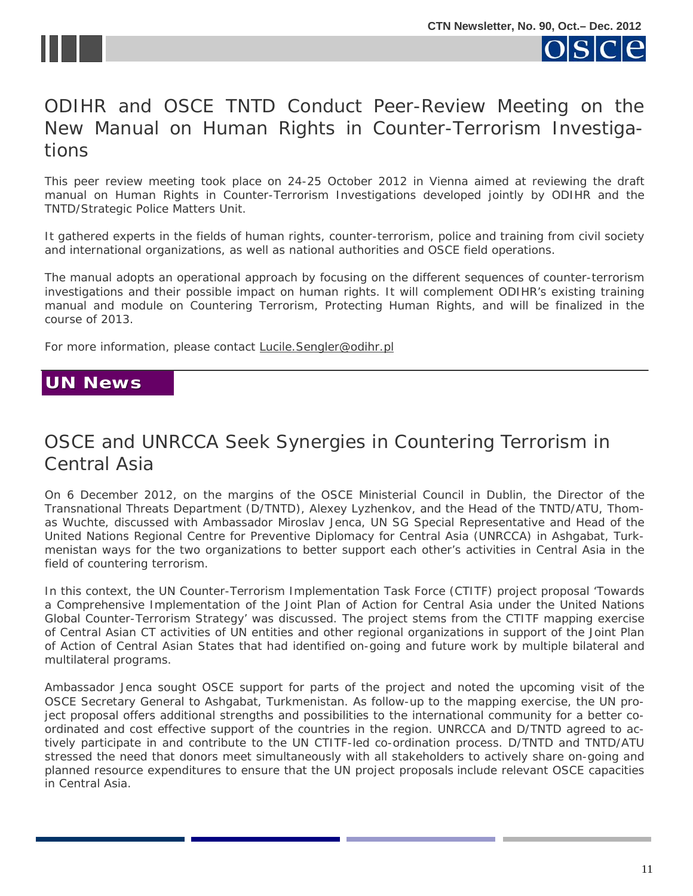## ODIHR and OSCE TNTD Conduct Peer-Review Meeting on the New Manual on Human Rights in Counter-Terrorism Investigations

This peer review meeting took place on 24-25 October 2012 in Vienna aimed at reviewing the draft manual on Human Rights in Counter-Terrorism Investigations developed jointly by ODIHR and the TNTD/Strategic Police Matters Unit.

It gathered experts in the fields of human rights, counter-terrorism, police and training from civil society and international organizations, as well as national authorities and OSCE field operations.

The manual adopts an operational approach by focusing on the different sequences of counter-terrorism investigations and their possible impact on human rights. It will complement ODIHR's existing training manual and module on Countering Terrorism, Protecting Human Rights, and will be finalized in the course of 2013.

For more information, please contact Lucile.Sengler@odihr.pl

# UN News

## OSCE and UNRCCA Seek Synergies in Countering Terrorism in Central Asia

On 6 December 2012, on the margins of the OSCE Ministerial Council in Dublin, the Director of the Transnational Threats Department (D/TNTD), Alexey Lyzhenkov, and the Head of the TNTD/ATU, Thomas Wuchte, discussed with Ambassador Miroslav Jenca, UN SG Special Representative and Head of the United Nations Regional Centre for Preventive Diplomacy for Central Asia (UNRCCA) in Ashgabat, Turkmenistan ways for the two organizations to better support each other's activities in Central Asia in the field of countering terrorism.

In this context, the UN Counter-Terrorism Implementation Task Force (CTITF) project proposal 'Towards a Comprehensive Implementation of the Joint Plan of Action for Central Asia under the United Nations Global Counter-Terrorism Strategy' was discussed. The project stems from the CTITF mapping exercise of Central Asian CT activities of UN entities and other regional organizations in support of the Joint Plan of Action of Central Asian States that had identified on-going and future work by multiple bilateral and multilateral programs.

Ambassador Jenca sought OSCE support for parts of the project and noted the upcoming visit of the OSCE Secretary General to Ashgabat, Turkmenistan. As follow-up to the mapping exercise, the UN project proposal offers additional strengths and possibilities to the international community for a better co-ordinated and cost effective support of the countries in the region. UNRCCA and D/TNTD agreed to actively participate in and contribute to the UN CTITF-led co-ordination process. D/TNTD and TNTD/ATU stressed the need that donors meet simultaneously with all stakeholders to actively share on-going and planned resource expenditures to ensure that the UN project proposals include relevant OSCE capacities in Central Asia.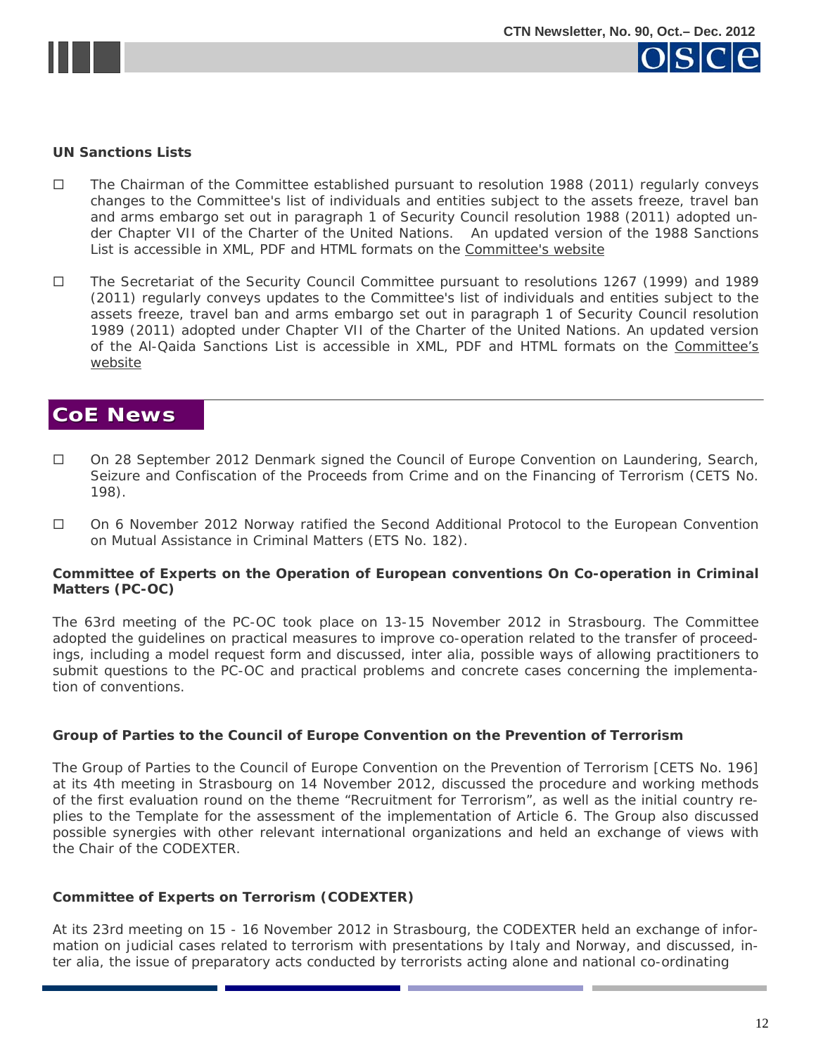**UN Sanctions Lists**

- The Chairman of the Committee established pursuant to resolution 1988 (2011) regularly conveys changes to the Committee's list of individuals and entities subject to the assets freeze, travel ban and arms embargo set out in paragraph 1 of Security Council resolution 1988 (2011) adopted under Chapter VII of the Charter of the United Nations. An updated version of the 1988 Sanctions List is accessible in XML, PDF and HTML formats on the Committee's website

- The Secretariat of the Security Council Committee pursuant to resolutions 1267 (1999) and 1989 (2011) regularly conveys updates to the Committee's list of individuals and entities subject to the assets freeze, travel ban and arms embargo set out in paragraph 1 of Security Council resolution 1989 (2011) adopted under Chapter VII of the Charter of the United Nations. An updated version of the Al-Qaida Sanctions List is accessible in XML, PDF and HTML formats on the Committee's website

## CoE News

- On 28 September 2012 Denmark signed the Council of Europe Convention on Laundering, Search, Seizure and Confiscation of the Proceeds from Crime and on the Financing of Terrorism (CETS No. 198).

- On 6 November 2012 Norway ratified the Second Additional Protocol to the European Convention on Mutual Assistance in Criminal Matters (ETS No. 182).

**Committee of Experts on the Operation of European conventions On Co-operation in Criminal Matters (PC-OC)**

The 63rd meeting of the PC-OC took place on 13-15 November 2012 in Strasbourg. The Committee adopted the guidelines on practical measures to improve co-operation related to the transfer of proceedings, including a model request form and discussed, inter alia, possible ways of allowing practitioners to submit questions to the PC-OC and practical problems and concrete cases concerning the implementation of conventions.

**Group of Parties to the Council of Europe Convention on the Prevention of Terrorism**

The Group of Parties to the Council of Europe Convention on the Prevention of Terrorism [CETS No. 196] at its 4th meeting in Strasbourg on 14 November 2012, discussed the procedure and working methods of the first evaluation round on the theme "Recruitment for Terrorism", as well as the initial country replies to the Template for the assessment of the implementation of Article 6. The Group also discussed possible synergies with other relevant international organizations and held an exchange of views with the Chair of the CODEXTER.

**Committee of Experts on Terrorism (CODEXTER)**

At its 23rd meeting on 15 - 16 November 2012 in Strasbourg, the CODEXTER held an exchange of information on judicial cases related to terrorism with presentations by Italy and Norway, and discussed, inter alia, the issue of preparatory acts conducted by terrorists acting alone and national co-ordinating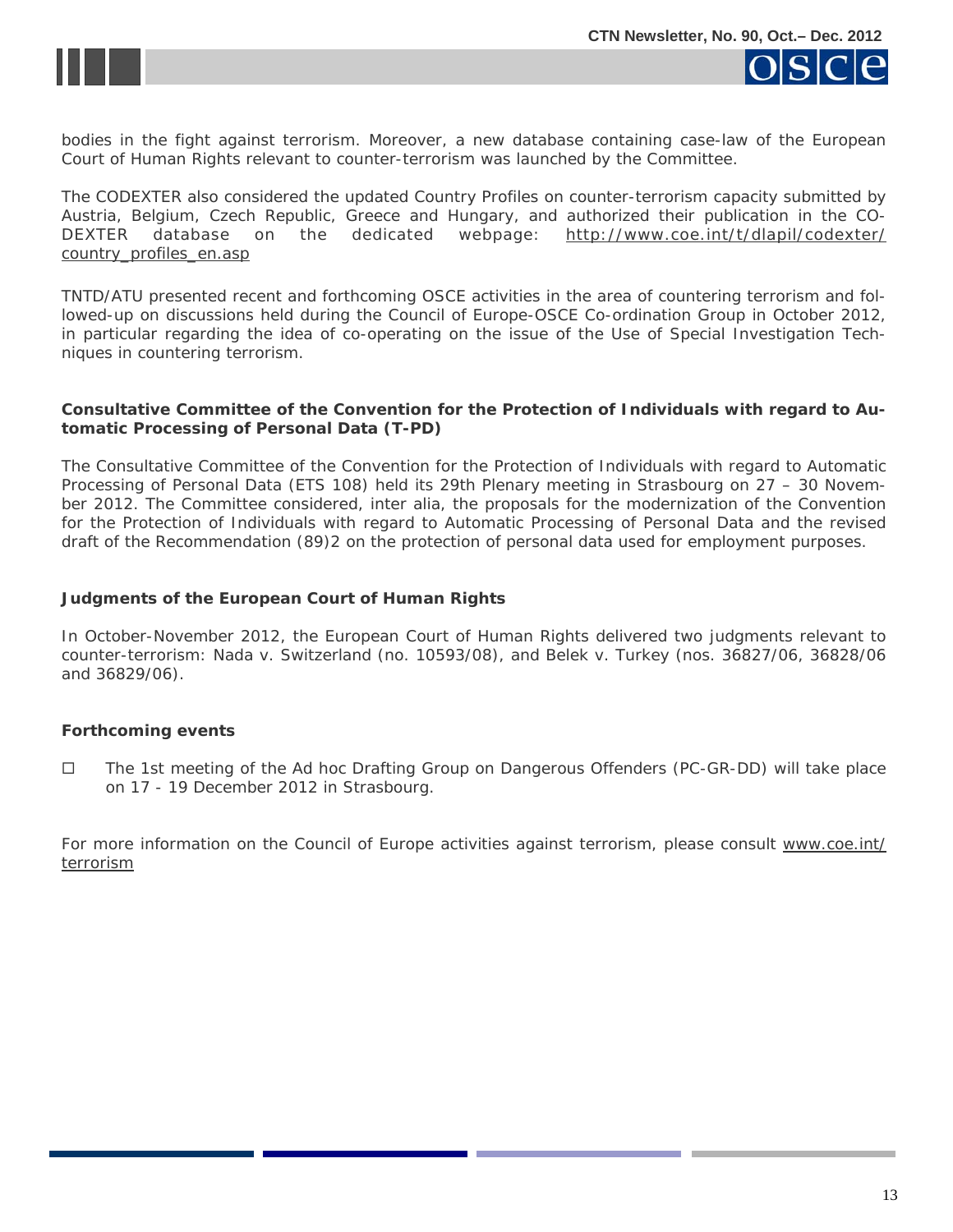bodies in the fight against terrorism. Moreover, a new database containing case-law of the European Court of Human Rights relevant to counter-terrorism was launched by the Committee.

The CODEXTER also considered the updated Country Profiles on counter-terrorism capacity submitted by Austria, Belgium, Czech Republic, Greece and Hungary, and authorized their publication in the CODEXTER database on the dedicated webpage: http://www.coe.int/t/dlapil/codexter/country_profiles_en.asp

TNTD/ATU presented recent and forthcoming OSCE activities in the area of countering terrorism and followed-up on discussions held during the Council of Europe-OSCE Co-ordination Group in October 2012, in particular regarding the idea of co-operating on the issue of the Use of Special Investigation Techniques in countering terrorism.

**Consultative Committee of the Convention for the Protection of Individuals with regard to Automatic Processing of Personal Data (T-PD)**

The Consultative Committee of the Convention for the Protection of Individuals with regard to Automatic Processing of Personal Data (ETS 108) held its 29th Plenary meeting in Strasbourg on 27 – 30 November 2012. The Committee considered, inter alia, the proposals for the modernization of the Convention for the Protection of Individuals with regard to Automatic Processing of Personal Data and the revised draft of the Recommendation (89)2 on the protection of personal data used for employment purposes.

**Judgments of the European Court of Human Rights**

In October-November 2012, the European Court of Human Rights delivered two judgments relevant to counter-terrorism: Nada v. Switzerland (no. 10593/08), and Belek v. Turkey (nos. 36827/06, 36828/06 and 36829/06).

**Forthcoming events**

- The 1st meeting of the Ad hoc Drafting Group on Dangerous Offenders (PC-GR-DD) will take place on 17 - 19 December 2012 in Strasbourg.

For more information on the Council of Europe activities against terrorism, please consult www.coe.int/terrorism